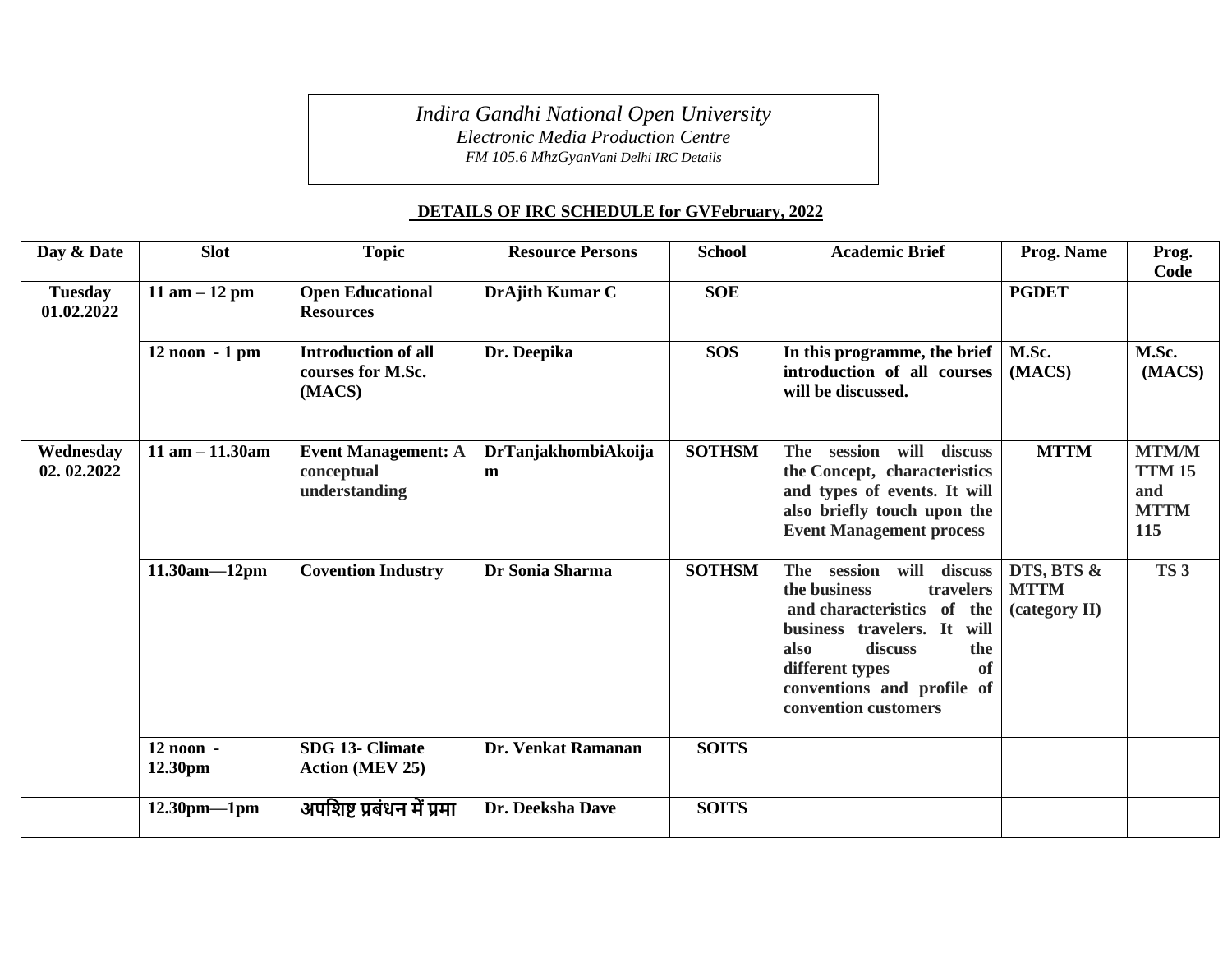*Indira Gandhi National Open University*
*Electronic Media Production Centre*
*FM 105.6 MhzGyanVani Delhi IRC Details*

**DETAILS OF IRC SCHEDULE for GVFebruary, 2022**

| Day & Date | Slot | Topic | Resource Persons | School | Academic Brief | Prog. Name | Prog. Code |
|---|---|---|---|---|---|---|---|
| **Tuesday 01.02.2022** | **11 am – 12 pm** | **Open Educational Resources** | **DrAjith Kumar C** | **SOE** | | **PGDET** | |
| | **12 noon - 1 pm** | **Introduction of all courses for M.Sc. (MACS)** | **Dr. Deepika** | **SOS** | **In this programme, the brief introduction of all courses will be discussed.** | **M.Sc. (MACS)** | **M.Sc. (MACS)** |
| **Wednesday 02. 02.2022** | **11 am – 11.30am** | **Event Management: A conceptual understanding** | **DrTanjakhombiAkoijam** | **SOTHSM** | **The session will discuss the Concept, characteristics and types of events. It will also briefly touch upon the Event Management process** | **MTTM** | **MTM/MTTM 15 and MTTM 115** |
| | **11.30am—12pm** | **Covention Industry** | **Dr Sonia Sharma** | **SOTHSM** | **The session will discuss the business travelers and characteristics of the business travelers. It will also discuss the different types of conventions and profile of convention customers** | **DTS, BTS & MTTM (category II)** | **TS 3** |
| | **12 noon - 12.30pm** | **SDG 13- Climate Action (MEV 25)** | **Dr. Venkat Ramanan** | **SOITS** | | | |
| | **12.30pm—1pm** | **अपशिष्ट प्रबंधन में प्रमा** | **Dr. Deeksha Dave** | **SOITS** | | | |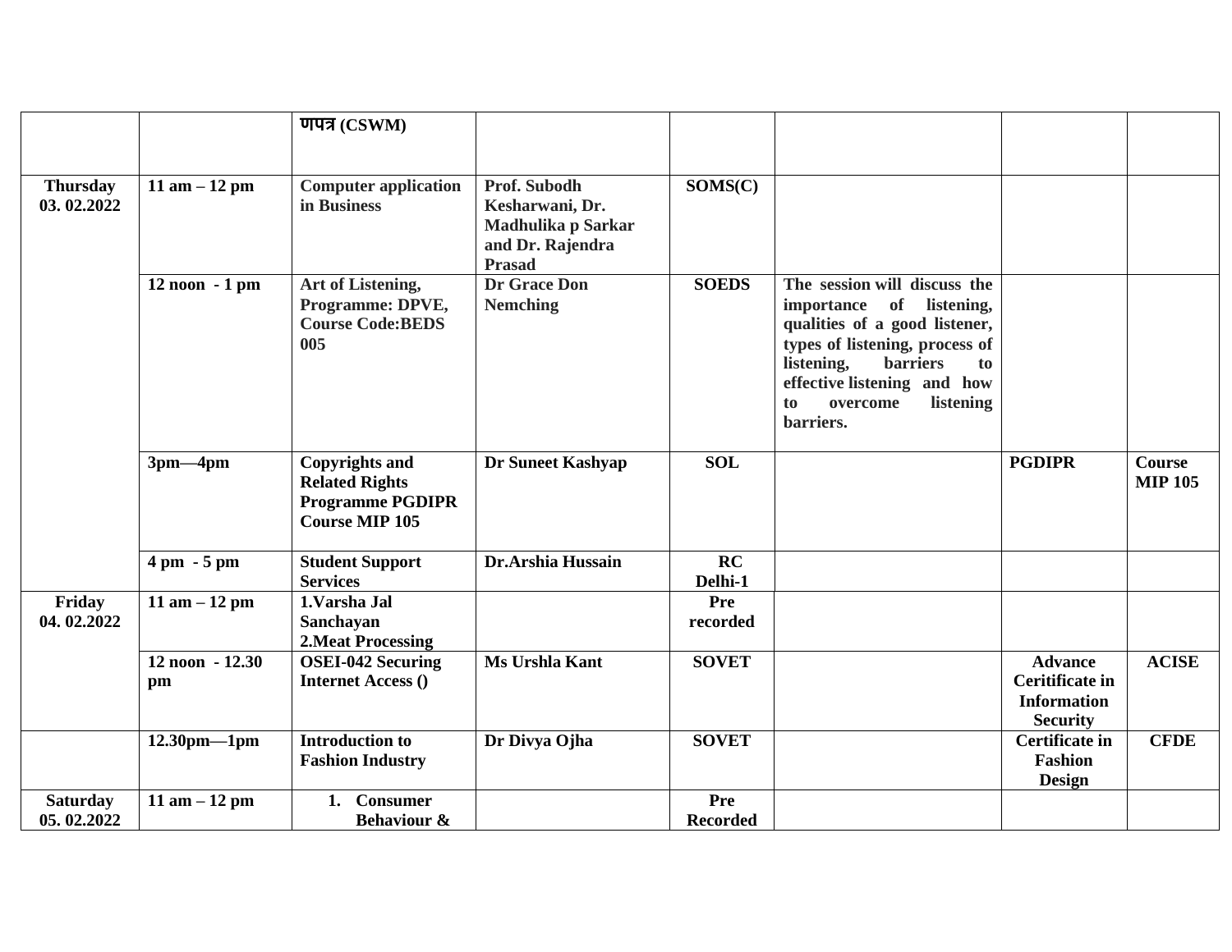|  |  | णपत्र (CSWM) |  |  |  |  |  |
|---|---|---|---|---|---|---|---|
| **Thursday 03. 02.2022** | **11 am – 12 pm** | **Computer application in Business** | **Prof. Subodh Kesharwani, Dr. Madhulika p Sarkar and Dr. Rajendra Prasad** | **SOMS(C)** |  |  |  |
|  | **12 noon - 1 pm** | **Art of Listening, Programme: DPVE, Course Code:BEDS 005** | **Dr Grace Don Nemching** | **SOEDS** | **The session will discuss the importance of listening, qualities of a good listener, types of listening, process of listening, barriers to effective listening and how to overcome listening barriers.** |  |  |
|  | **3pm—4pm** | **Copyrights and Related Rights Programme PGDIPR Course MIP 105** | **Dr Suneet Kashyap** | **SOL** |  | **PGDIPR** | **Course MIP 105** |
|  | **4 pm - 5 pm** | **Student Support Services** | **Dr.Arshia Hussain** | **RC Delhi-1** |  |  |  |
| **Friday 04. 02.2022** | **11 am – 12 pm** | **1.Varsha Jal Sanchayan 2.Meat Processing** |  | **Pre recorded** |  |  |  |
|  | **12 noon - 12.30 pm** | **OSEI-042 Securing Internet Access ()** | **Ms Urshla Kant** | **SOVET** |  | **Advance Ceritificate in Information Security** | **ACISE** |
|  | **12.30pm—1pm** | **Introduction to Fashion Industry** | **Dr Divya Ojha** | **SOVET** |  | **Certificate in Fashion Design** | **CFDE** |
| **Saturday 05. 02.2022** | **11 am – 12 pm** | **1. Consumer Behaviour &** |  | **Pre Recorded** |  |  |  |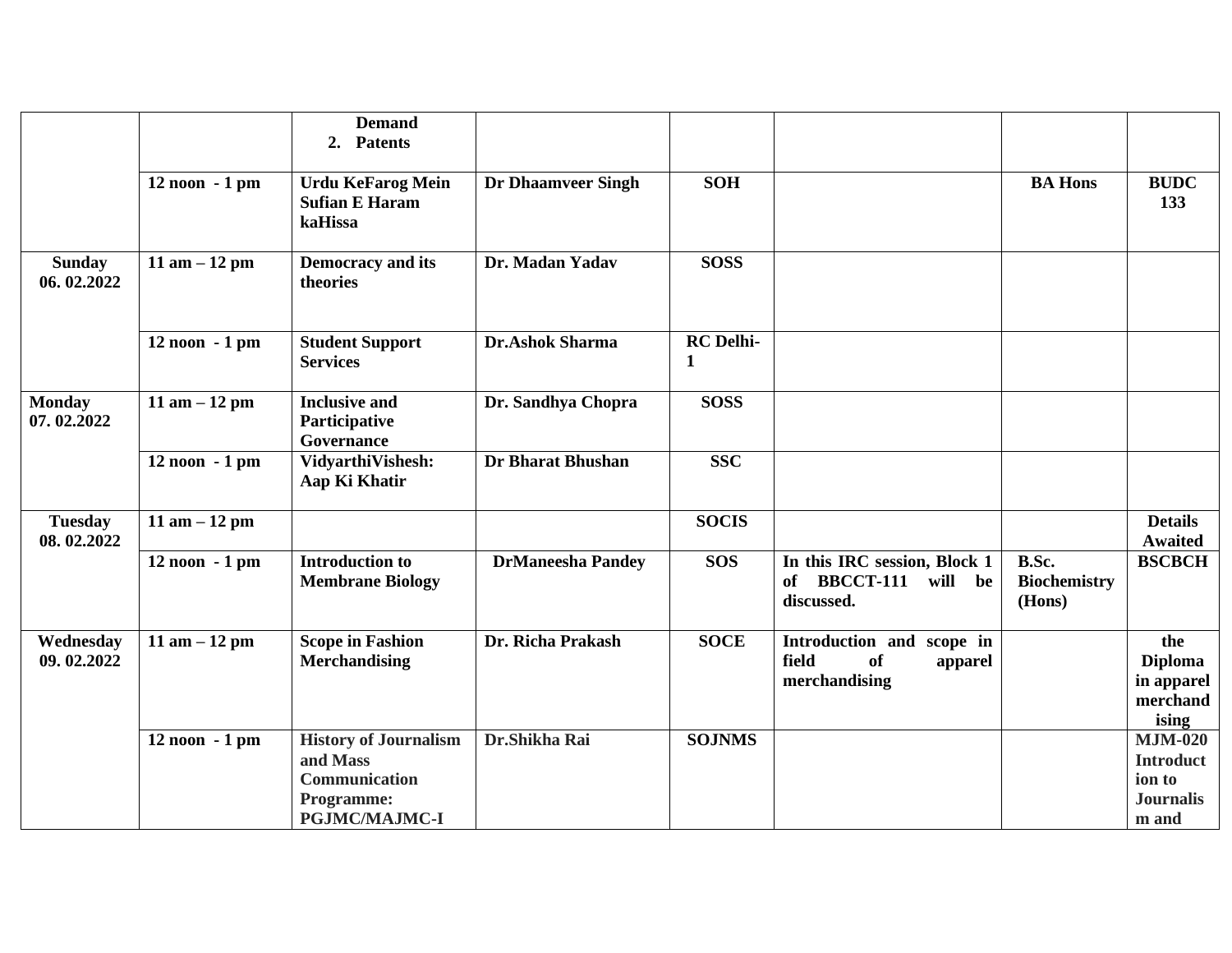| | | | | | | | |
|---|---|---|---|---|---|---|---|
| | | **Demand** **2. Patents** | | | | | |
| | **12 noon - 1 pm** | **Urdu KeFarog Mein Sufian E Haram kaHissa** | **Dr Dhaamveer Singh** | **SOH** | | **BA Hons** | **BUDC 133** |
| **Sunday 06. 02.2022** | **11 am – 12 pm** | **Democracy and its theories** | **Dr. Madan Yadav** | **SOSS** | | | |
| | **12 noon - 1 pm** | **Student Support Services** | **Dr.Ashok Sharma** | **RC Delhi-1** | | | |
| **Monday 07. 02.2022** | **11 am – 12 pm** | **Inclusive and Participative Governance** | **Dr. Sandhya Chopra** | **SOSS** | | | |
| | **12 noon - 1 pm** | **VidyarthiVishesh: Aap Ki Khatir** | **Dr Bharat Bhushan** | **SSC** | | | |
| **Tuesday 08. 02.2022** | **11 am – 12 pm** | | | **SOCIS** | | | **Details Awaited** |
| | **12 noon - 1 pm** | **Introduction to Membrane Biology** | **DrManeesha Pandey** | **SOS** | **In this IRC session, Block 1 of BBCCT-111 will be discussed.** | **B.Sc. Biochemistry (Hons)** | **BSCBCH** |
| **Wednesday 09. 02.2022** | **11 am – 12 pm** | **Scope in Fashion Merchandising** | **Dr. Richa Prakash** | **SOCE** | **Introduction and scope in field of apparel merchandising** | | **the Diploma in apparel merchandising** |
| | **12 noon - 1 pm** | **History of Journalism and Mass Communication Programme: PGJMC/MAJMC-I** | **Dr.Shikha Rai** | **SOJNMS** | | | **MJM-020 Introduction to Journalism and** |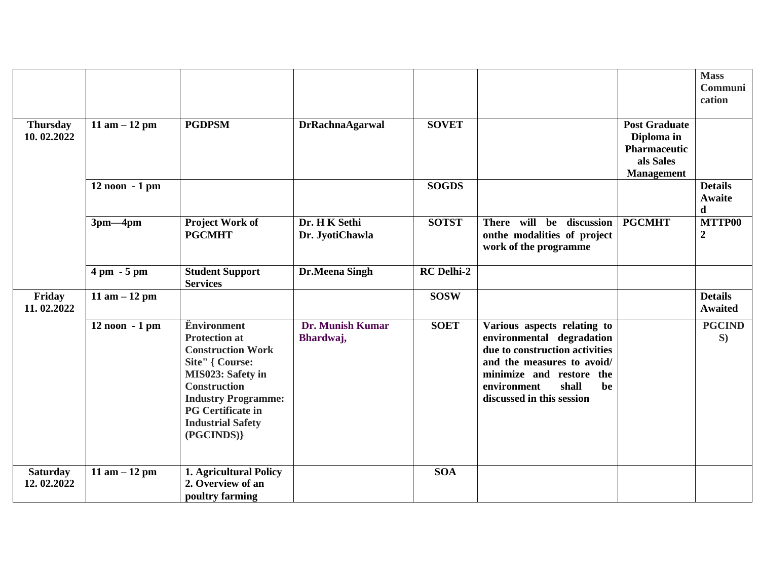| | | | | | | | Mass Communication |
|---|---|---|---|---|---|---|---|
| **Thursday 10. 02.2022** | **11 am – 12 pm** | **PGDPSM** | **DrRachnaAgarwal** | **SOVET** | | **Post Graduate Diploma in Pharmaceuticals Sales Management** | |
| | **12 noon - 1 pm** | | | **SOGDS** | | | **Details Awaited** |
| | **3pm—4pm** | **Project Work of PGCMHT** | **Dr. H K Sethi Dr. JyotiChawla** | **SOTST** | **There will be discussion onthe modalities of project work of the programme** | **PGCMHT** | **MTTP002** |
| | **4 pm - 5 pm** | **Student Support Services** | **Dr.Meena Singh** | **RC Delhi-2** | | | |
| **Friday 11. 02.2022** | **11 am – 12 pm** | | | **SOSW** | | | **Details Awaited** |
| | **12 noon - 1 pm** | **Ënvironment Protection at Construction Work Site" { Course: MIS023: Safety in Construction Industry Programme: PG Certificate in Industrial Safety (PGCINDS)}** | **Dr. Munish Kumar Bhardwaj,** | **SOET** | **Various aspects relating to environmental degradation due to construction activities and the measures to avoid/ minimize and restore the environment shall be discussed in this session** | | **PGCINDS)** |
| **Saturday 12. 02.2022** | **11 am – 12 pm** | **1. Agricultural Policy 2. Overview of an poultry farming** | | **SOA** | | | |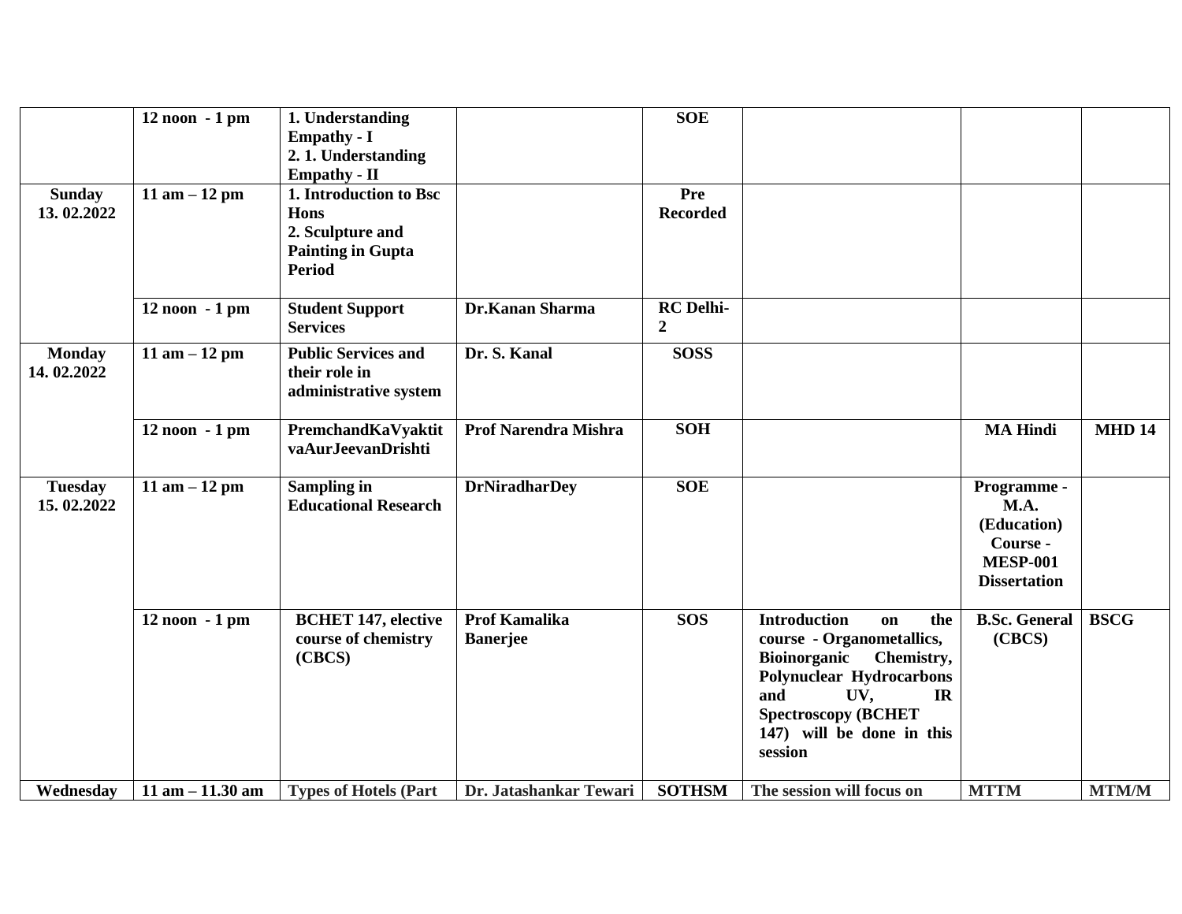| | | | | | | | |
|---|---|---|---|---|---|---|---|
| | **12 noon - 1 pm** | **1. Understanding Empathy - I**<br>**2. 1. Understanding Empathy - II** | | **SOE** | | | |
| **Sunday 13. 02.2022** | **11 am – 12 pm** | **1. Introduction to Bsc Hons**<br>**2. Sculpture and Painting in Gupta Period** | | **Pre Recorded** | | | |
| | **12 noon - 1 pm** | **Student Support Services** | **Dr.Kanan Sharma** | **RC Delhi-2** | | | |
| **Monday 14. 02.2022** | **11 am – 12 pm** | **Public Services and their role in administrative system** | **Dr. S. Kanal** | **SOSS** | | | |
| | **12 noon - 1 pm** | **PremchandKaVyaktitvaAurJeevanDrishti** | **Prof Narendra Mishra** | **SOH** | | **MA Hindi** | **MHD 14** |
| **Tuesday 15. 02.2022** | **11 am – 12 pm** | **Sampling in Educational Research** | **DrNiradharDey** | **SOE** | | **Programme - M.A. (Education) Course - MESP-001 Dissertation** | |
| | **12 noon - 1 pm** | **BCHET 147, elective course of chemistry (CBCS)** | **Prof Kamalika Banerjee** | **SOS** | **Introduction on the course - Organometallics, Bioinorganic Chemistry, Polynuclear Hydrocarbons and UV, IR Spectroscopy (BCHET 147) will be done in this session** | **B.Sc. General (CBCS)** | **BSCG** |
| **Wednesday** | **11 am – 11.30 am** | **Types of Hotels (Part** | **Dr. Jatashankar Tewari** | **SOTHSM** | **The session will focus on** | **MTTM** | **MTM/M** |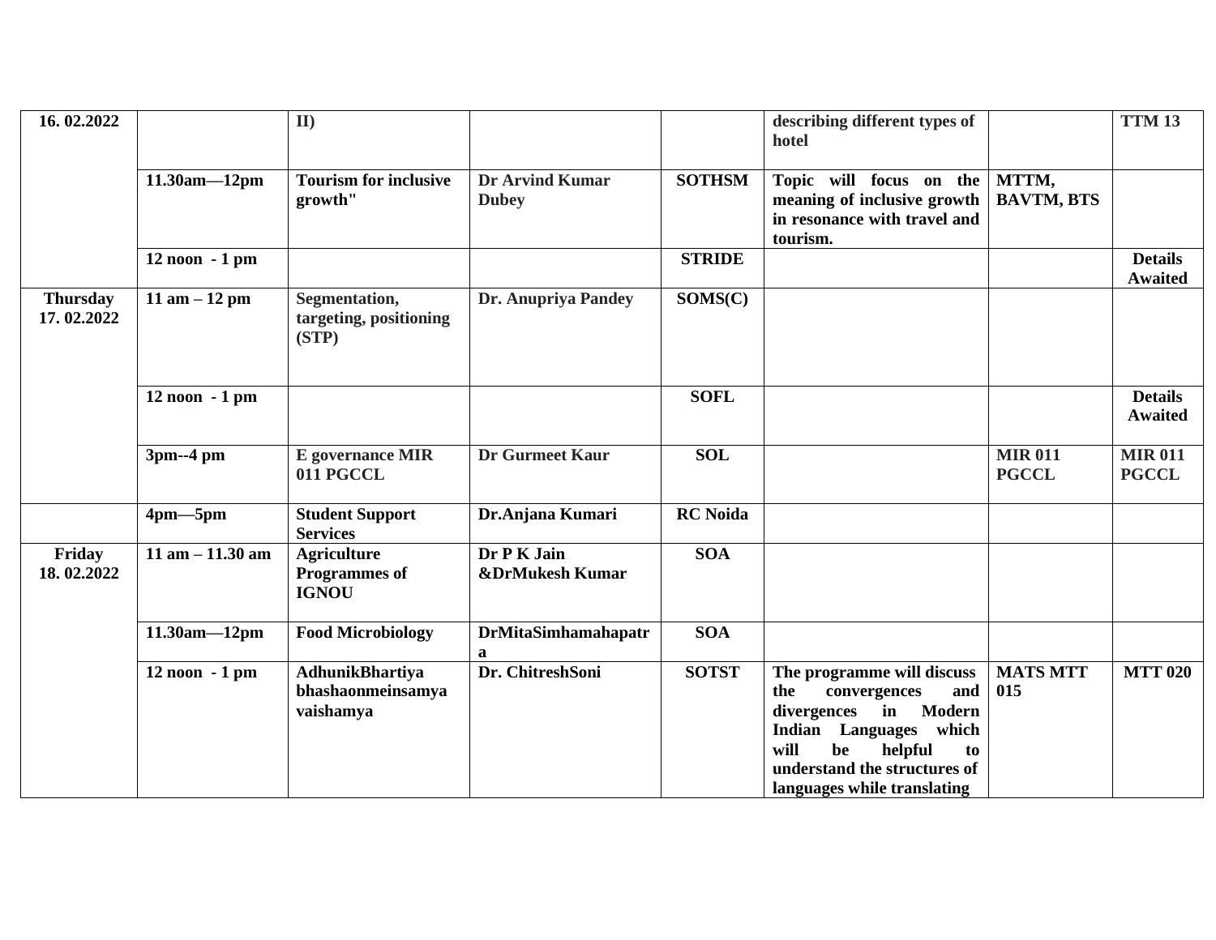| | | | | | | | |
|---|---|---|---|---|---|---|---|
| **16. 02.2022** | | **II)** | | | **describing different types of hotel** | | **TTM 13** |
| | **11.30am—12pm** | **Tourism for inclusive growth"** | **Dr Arvind Kumar Dubey** | **SOTHSM** | **Topic will focus on the meaning of inclusive growth in resonance with travel and tourism.** | **MTTM, BAVTM, BTS** | |
| | **12 noon - 1 pm** | | | **STRIDE** | | | **Details Awaited** |
| **Thursday 17. 02.2022** | **11 am – 12 pm** | **Segmentation, targeting, positioning (STP)** | **Dr. Anupriya Pandey** | **SOMS(C)** | | | |
| | **12 noon - 1 pm** | | | **SOFL** | | | **Details Awaited** |
| | **3pm--4 pm** | **E governance MIR 011 PGCCL** | **Dr Gurmeet Kaur** | **SOL** | | **MIR 011 PGCCL** | **MIR 011 PGCCL** |
| | **4pm—5pm** | **Student Support Services** | **Dr.Anjana Kumari** | **RC Noida** | | | |
| **Friday 18. 02.2022** | **11 am – 11.30 am** | **Agriculture Programmes of IGNOU** | **Dr P K Jain &DrMukesh Kumar** | **SOA** | | | |
| | **11.30am—12pm** | **Food Microbiology** | **DrMitaSimhamahapatra** | **SOA** | | | |
| | **12 noon - 1 pm** | **AdhunikBhartiya bhashaonmeinsamya vaishamya** | **Dr. ChitreshSoni** | **SOTST** | **The programme will discuss the convergences and divergences in Modern Indian Languages which will be helpful to understand the structures of languages while translating** | **MATS MTT 015** | **MTT 020** |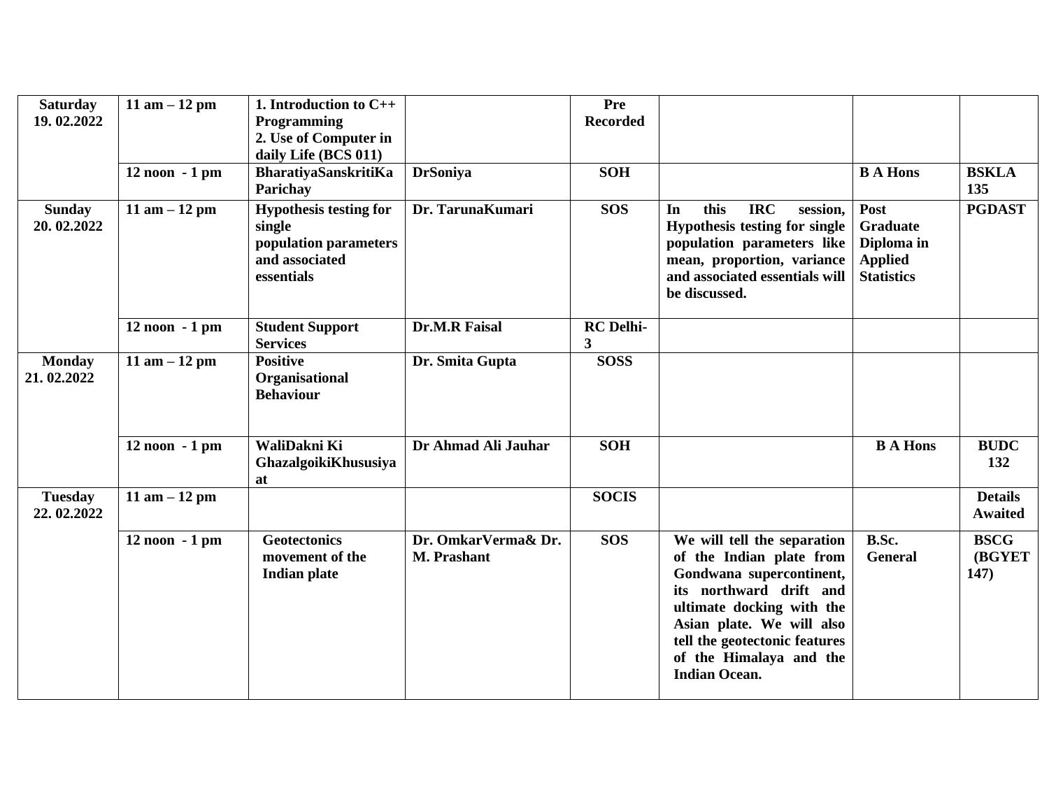| | | | | | | | |
|---|---|---|---|---|---|---|---|
| **Saturday 19. 02.2022** | **11 am – 12 pm** | **1. Introduction to C++ Programming 2. Use of Computer in daily Life (BCS 011)** | | **Pre Recorded** | | | |
| | **12 noon - 1 pm** | **BharatiyaSanskritiKa Parichay** | **DrSoniya** | **SOH** | | **B A Hons** | **BSKLA 135** |
| **Sunday 20. 02.2022** | **11 am – 12 pm** | **Hypothesis testing for single population parameters and associated essentials** | **Dr. TarunaKumari** | **SOS** | **In this IRC session, Hypothesis testing for single population parameters like mean, proportion, variance and associated essentials will be discussed.** | **Post Graduate Diploma in Applied Statistics** | **PGDAST** |
| | **12 noon - 1 pm** | **Student Support Services** | **Dr.M.R Faisal** | **RC Delhi-3** | | | |
| **Monday 21. 02.2022** | **11 am – 12 pm** | **Positive Organisational Behaviour** | **Dr. Smita Gupta** | **SOSS** | | | |
| | **12 noon - 1 pm** | **WaliDakni Ki GhazalgoikiKhususiyat** | **Dr Ahmad Ali Jauhar** | **SOH** | | **B A Hons** | **BUDC 132** |
| **Tuesday 22. 02.2022** | **11 am – 12 pm** | | | **SOCIS** | | | **Details Awaited** |
| | **12 noon - 1 pm** | **Geotectonics movement of the Indian plate** | **Dr. OmkarVerma& Dr. M. Prashant** | **SOS** | **We will tell the separation of the Indian plate from Gondwana supercontinent, its northward drift and ultimate docking with the Asian plate. We will also tell the geotectonic features of the Himalaya and the Indian Ocean.** | **B.Sc. General** | **BSCG (BGYET 147)** |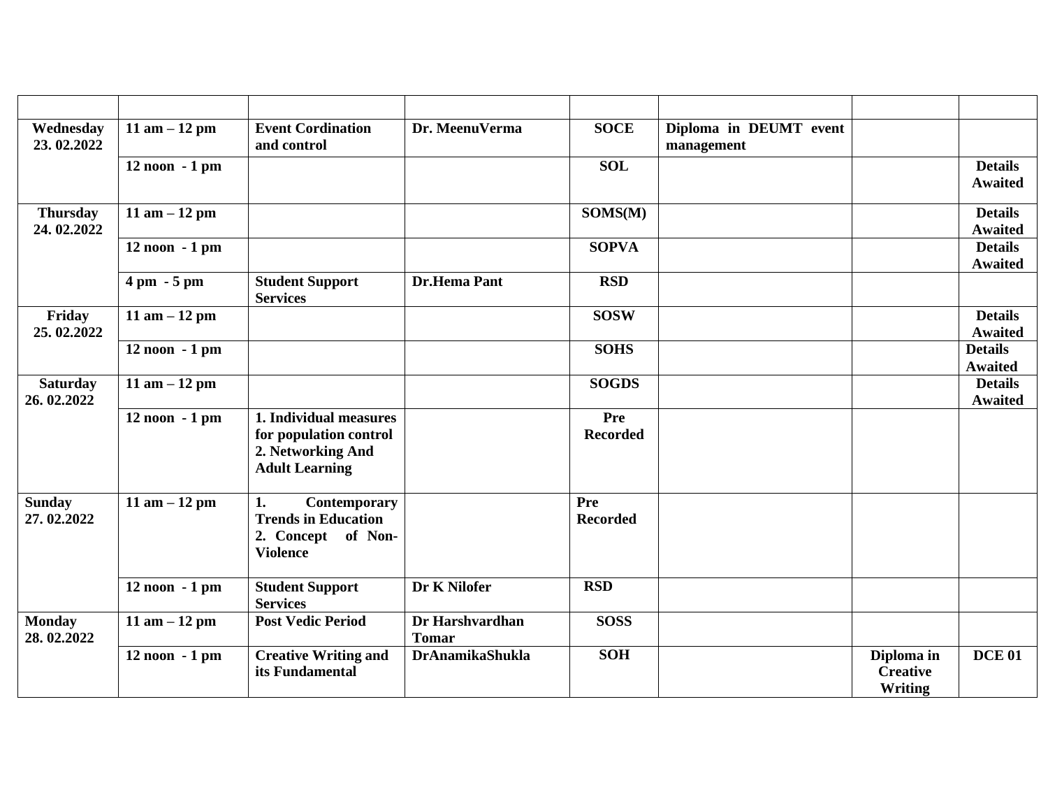| | | | | | | | |
|---|---|---|---|---|---|---|---|
| **Wednesday 23. 02.2022** | **11 am – 12 pm** | **Event Cordination and control** | **Dr. MeenuVerma** | **SOCE** | **Diploma in DEUMT event management** | | |
| | **12 noon - 1 pm** | | | **SOL** | | | **Details Awaited** |
| **Thursday 24. 02.2022** | **11 am – 12 pm** | | | **SOMS(M)** | | | **Details Awaited** |
| | **12 noon - 1 pm** | | | **SOPVA** | | | **Details Awaited** |
| | **4 pm - 5 pm** | **Student Support Services** | **Dr.Hema Pant** | **RSD** | | | |
| **Friday 25. 02.2022** | **11 am – 12 pm** | | | **SOSW** | | | **Details Awaited** |
| | **12 noon - 1 pm** | | | **SOHS** | | | **Details Awaited** |
| **Saturday 26. 02.2022** | **11 am – 12 pm** | | | **SOGDS** | | | **Details Awaited** |
| | **12 noon - 1 pm** | **1. Individual measures for population control 2. Networking And Adult Learning** | | **Pre Recorded** | | | |
| **Sunday 27. 02.2022** | **11 am – 12 pm** | **1. Contemporary Trends in Education 2. Concept of Non-Violence** | | **Pre Recorded** | | | |
| | **12 noon - 1 pm** | **Student Support Services** | **Dr K Nilofer** | **RSD** | | | |
| **Monday 28. 02.2022** | **11 am – 12 pm** | **Post Vedic Period** | **Dr Harshvardhan Tomar** | **SOSS** | | | |
| | **12 noon - 1 pm** | **Creative Writing and its Fundamental** | **DrAnamikaShukla** | **SOH** | | **Diploma in Creative Writing** | **DCE 01** |